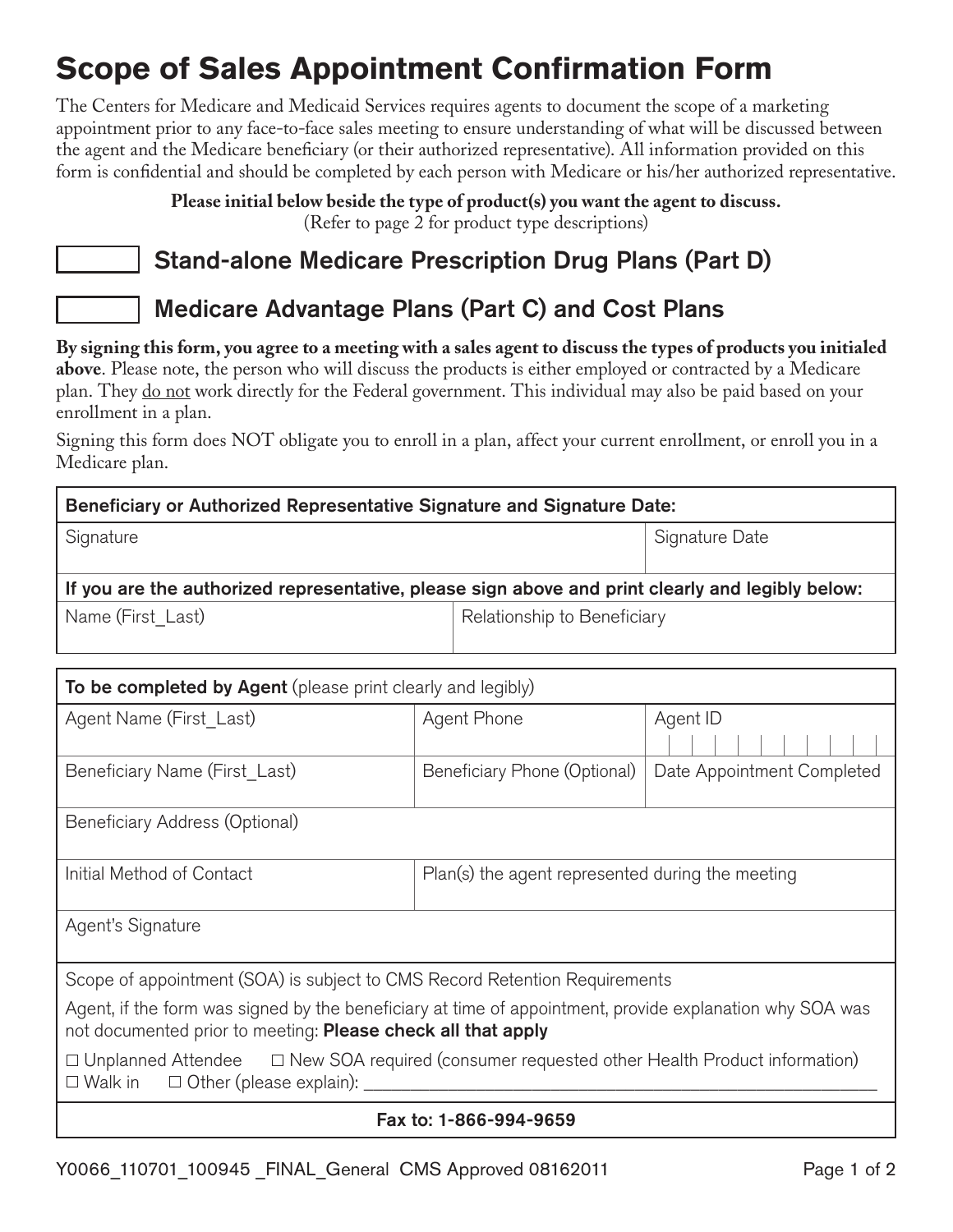# Scope of Sales Appointment Confirmation Form

The Centers for Medicare and Medicaid Services requires agents to document the scope of a marketing appointment prior to any face-to-face sales meeting to ensure understanding of what will be discussed between the agent and the Medicare beneficiary (or their authorized representative). All information provided on this form is confidential and should be completed by each person with Medicare or his/her authorized representative.

**Please initial below beside the type of product(s) you want the agent to discuss.**
(Refer to page 2 for product type descriptions)

☐ **Stand-alone Medicare Prescription Drug Plans (Part D)**

☐ **Medicare Advantage Plans (Part C) and Cost Plans**

**By signing this form, you agree to a meeting with a sales agent to discuss the types of products you initialed above**. Please note, the person who will discuss the products is either employed or contracted by a Medicare plan. They do not work directly for the Federal government. This individual may also be paid based on your enrollment in a plan.

Signing this form does NOT obligate you to enroll in a plan, affect your current enrollment, or enroll you in a Medicare plan.

| **Beneficiary or Authorized Representative Signature and Signature Date:** | |
|---|---|
| Signature | Signature Date |
| **If you are the authorized representative, please sign above and print clearly and legibly below:** | |
| Name (First_Last) | Relationship to Beneficiary |

| **To be completed by Agent** (please print clearly and legibly) | | |
|---|---|---|
| Agent Name (First_Last) | Agent Phone | Agent ID |
| Beneficiary Name (First_Last) | Beneficiary Phone (Optional) | Date Appointment Completed |
| Beneficiary Address (Optional) | | |
| Initial Method of Contact | Plan(s) the agent represented during the meeting | |
| Agent's Signature | | |

Scope of appointment (SOA) is subject to CMS Record Retention Requirements

Agent, if the form was signed by the beneficiary at time of appointment, provide explanation why SOA was not documented prior to meeting: **Please check all that apply**

☐ Unplanned Attendee ☐ New SOA required (consumer requested other Health Product information)
☐ Walk in ☐ Other (please explain): ____________________

**Fax to: 1-866-994-9659**

Y0066_110701_100945 _FINAL_General CMS Approved 08162011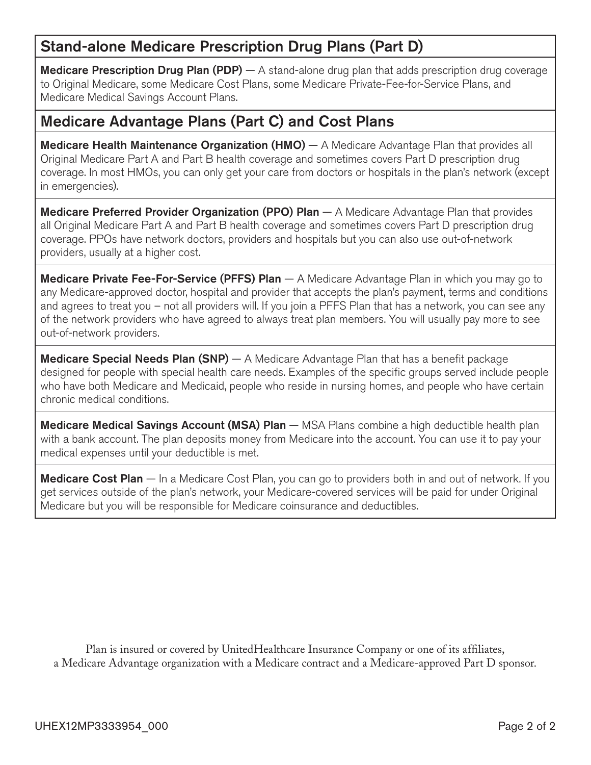## Stand-alone Medicare Prescription Drug Plans (Part D)

**Medicare Prescription Drug Plan (PDP)** — A stand-alone drug plan that adds prescription drug coverage to Original Medicare, some Medicare Cost Plans, some Medicare Private-Fee-for-Service Plans, and Medicare Medical Savings Account Plans.

## Medicare Advantage Plans (Part C) and Cost Plans

**Medicare Health Maintenance Organization (HMO)** — A Medicare Advantage Plan that provides all Original Medicare Part A and Part B health coverage and sometimes covers Part D prescription drug coverage. In most HMOs, you can only get your care from doctors or hospitals in the plan's network (except in emergencies).

**Medicare Preferred Provider Organization (PPO) Plan** — A Medicare Advantage Plan that provides all Original Medicare Part A and Part B health coverage and sometimes covers Part D prescription drug coverage. PPOs have network doctors, providers and hospitals but you can also use out-of-network providers, usually at a higher cost.

**Medicare Private Fee-For-Service (PFFS) Plan** — A Medicare Advantage Plan in which you may go to any Medicare-approved doctor, hospital and provider that accepts the plan's payment, terms and conditions and agrees to treat you – not all providers will. If you join a PFFS Plan that has a network, you can see any of the network providers who have agreed to always treat plan members. You will usually pay more to see out-of-network providers.

**Medicare Special Needs Plan (SNP)** — A Medicare Advantage Plan that has a benefit package designed for people with special health care needs. Examples of the specific groups served include people who have both Medicare and Medicaid, people who reside in nursing homes, and people who have certain chronic medical conditions.

**Medicare Medical Savings Account (MSA) Plan** — MSA Plans combine a high deductible health plan with a bank account. The plan deposits money from Medicare into the account. You can use it to pay your medical expenses until your deductible is met.

**Medicare Cost Plan** — In a Medicare Cost Plan, you can go to providers both in and out of network. If you get services outside of the plan's network, your Medicare-covered services will be paid for under Original Medicare but you will be responsible for Medicare coinsurance and deductibles.

Plan is insured or covered by UnitedHealthcare Insurance Company or one of its affiliates, a Medicare Advantage organization with a Medicare contract and a Medicare-approved Part D sponsor.

UHEX12MP3333954_000